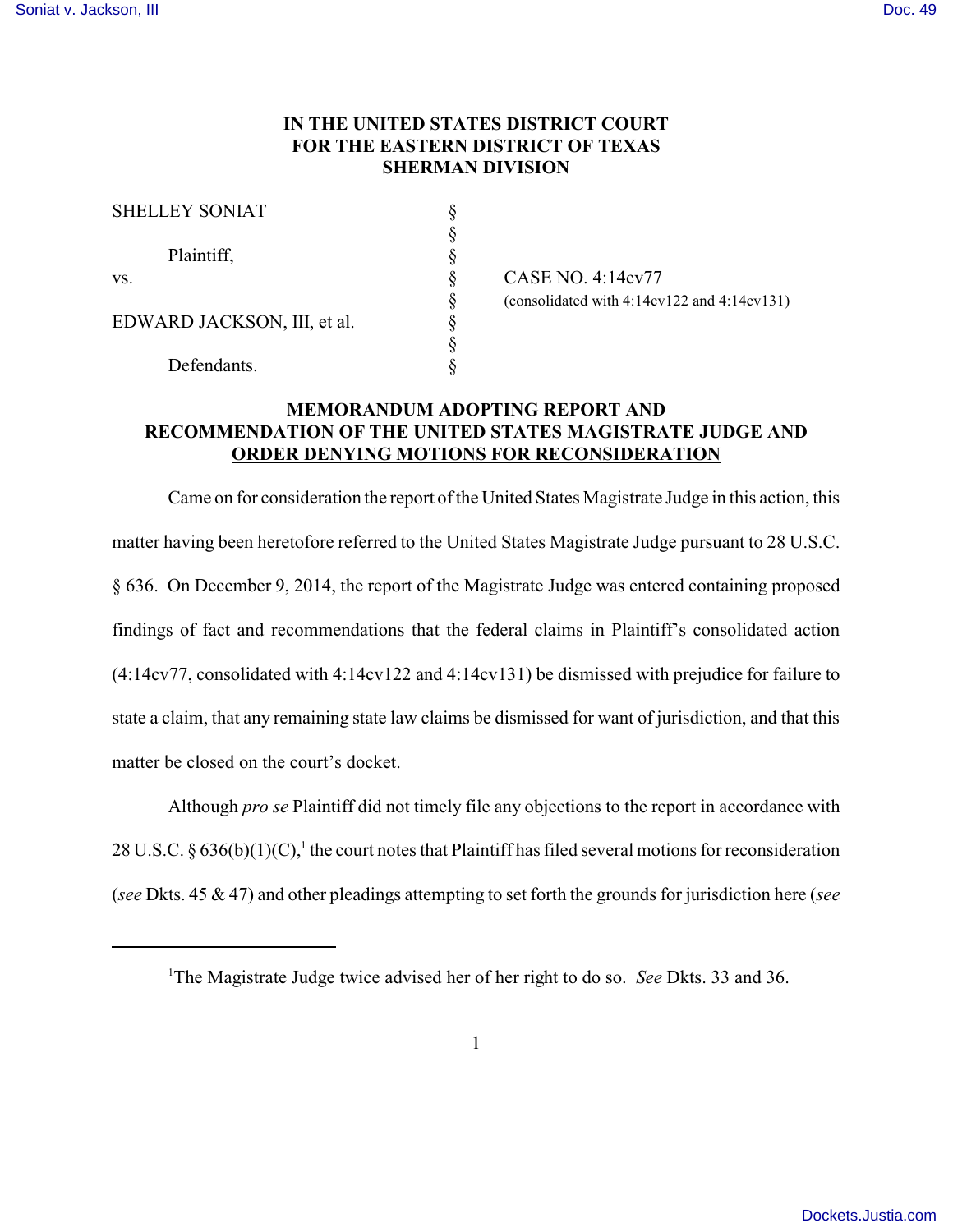**IN THE UNITED STATES DISTRICT COURT**
**FOR THE EASTERN DISTRICT OF TEXAS**
**SHERMAN DIVISION**

| | | |
|---|---|---|
| SHELLEY SONIAT | § | |
| | § | |
| Plaintiff, | § | |
| vs. | § | CASE NO. 4:14cv77 |
| | § | (consolidated with 4:14cv122 and 4:14cv131) |
| EDWARD JACKSON, III, et al. | § | |
| | § | |
| Defendants. | § | |

**MEMORANDUM ADOPTING REPORT AND RECOMMENDATION OF THE UNITED STATES MAGISTRATE JUDGE AND ORDER DENYING MOTIONS FOR RECONSIDERATION**

Came on for consideration the report of the United States Magistrate Judge in this action, this matter having been heretofore referred to the United States Magistrate Judge pursuant to 28 U.S.C. § 636. On December 9, 2014, the report of the Magistrate Judge was entered containing proposed findings of fact and recommendations that the federal claims in Plaintiff's consolidated action (4:14cv77, consolidated with 4:14cv122 and 4:14cv131) be dismissed with prejudice for failure to state a claim, that any remaining state law claims be dismissed for want of jurisdiction, and that this matter be closed on the court's docket.

Although *pro se* Plaintiff did not timely file any objections to the report in accordance with 28 U.S.C. § 636(b)(1)(C),[1] the court notes that Plaintiff has filed several motions for reconsideration (*see* Dkts. 45 & 47) and other pleadings attempting to set forth the grounds for jurisdiction here (*see*

---

[1]The Magistrate Judge twice advised her of her right to do so. *See* Dkts. 33 and 36.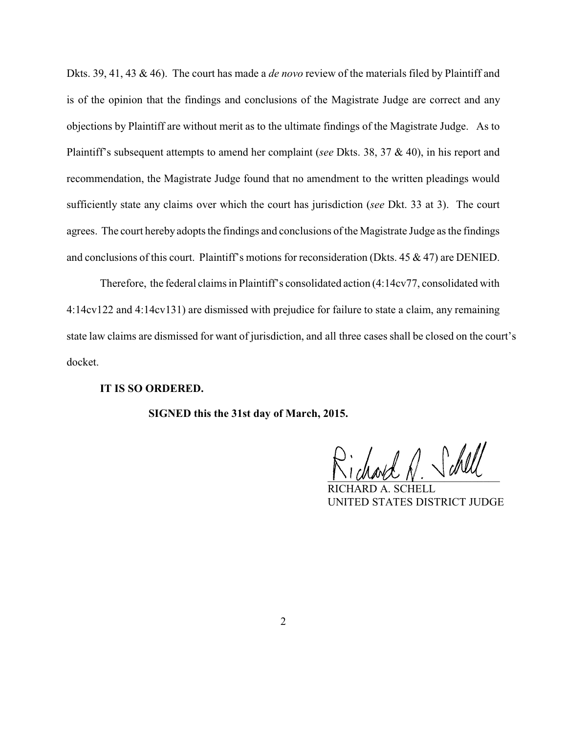Dkts. 39, 41, 43 & 46). The court has made a *de novo* review of the materials filed by Plaintiff and is of the opinion that the findings and conclusions of the Magistrate Judge are correct and any objections by Plaintiff are without merit as to the ultimate findings of the Magistrate Judge. As to Plaintiff's subsequent attempts to amend her complaint (*see* Dkts. 38, 37 & 40), in his report and recommendation, the Magistrate Judge found that no amendment to the written pleadings would sufficiently state any claims over which the court has jurisdiction (*see* Dkt. 33 at 3). The court agrees. The court hereby adopts the findings and conclusions of the Magistrate Judge as the findings and conclusions of this court. Plaintiff's motions for reconsideration (Dkts. 45 & 47) are DENIED.

Therefore, the federal claims in Plaintiff's consolidated action (4:14cv77, consolidated with 4:14cv122 and 4:14cv131) are dismissed with prejudice for failure to state a claim, any remaining state law claims are dismissed for want of jurisdiction, and all three cases shall be closed on the court's docket.

**IT IS SO ORDERED.**

**SIGNED this the 31st day of March, 2015.**

RICHARD A. SCHELL
UNITED STATES DISTRICT JUDGE